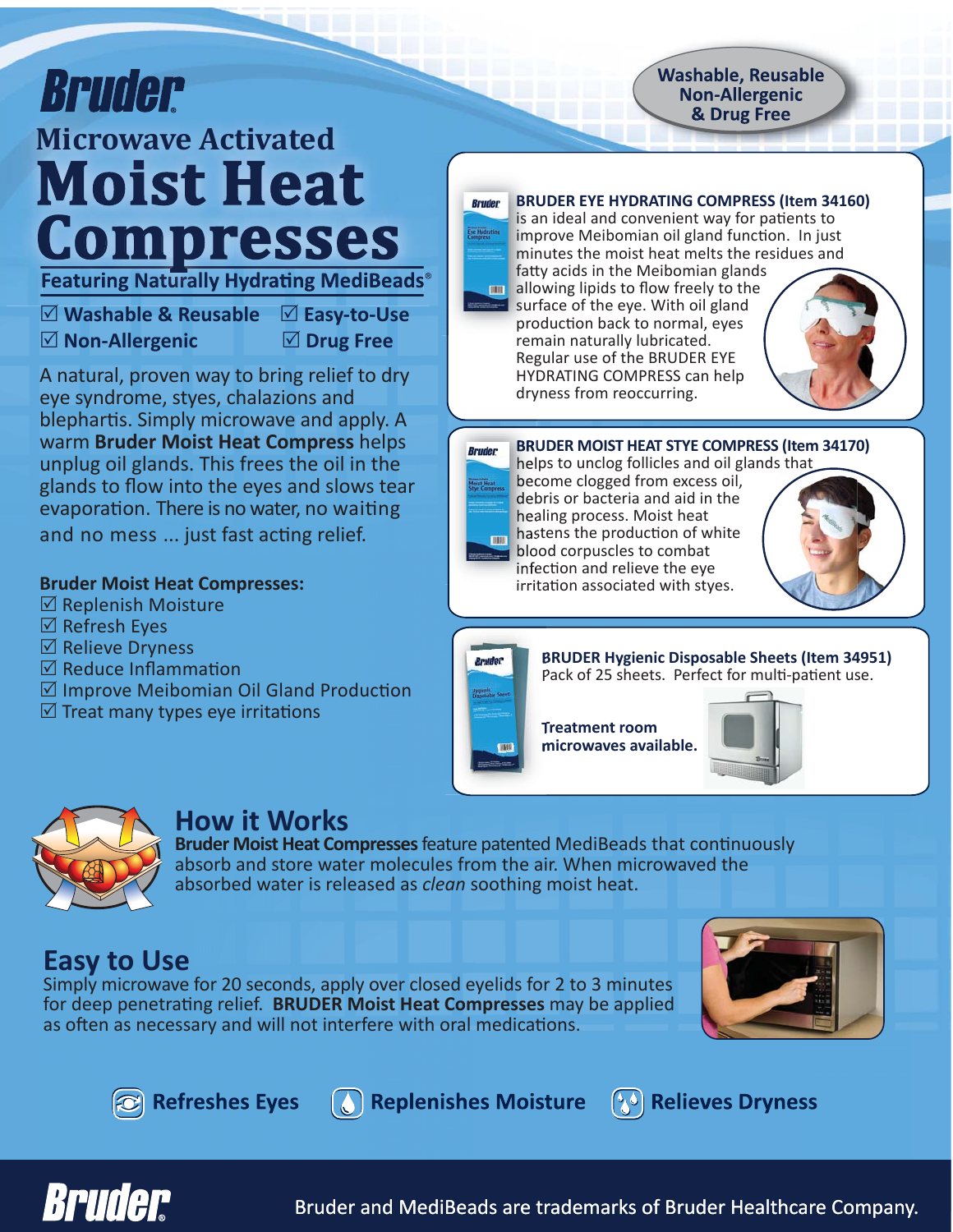# Bruder

## Microwave Activated

# Moist Heat Compresses

**Featuring Naturally Hydrating MediBeads®**

**Washable, Reusable Non-Allergenic & Drug Free**

- ☑ **Washable & Reusable**
- ☑ **Easy-to-Use**
- ☑ **Non-Allergenic**
- ☑ **Drug Free**

A natural, proven way to bring relief to dry eye syndrome, styes, chalazions and blephartis. Simply microwave and apply. A warm **Bruder Moist Heat Compress** helps unplug oil glands. This frees the oil in the glands to flow into the eyes and slows tear evaporation. There is no water, no waiting and no mess ... just fast acting relief.

**Bruder Moist Heat Compresses:**

- ☑ Replenish Moisture
- ☑ Refresh Eyes
- ☑ Relieve Dryness
- ☑ Reduce Inflammation
- ☑ Improve Meibomian Oil Gland Production
- ☑ Treat many types eye irritations

**BRUDER EYE HYDRATING COMPRESS (Item 34160)** is an ideal and convenient way for patients to improve Meibomian oil gland function. In just minutes the moist heat melts the residues and fatty acids in the Meibomian glands allowing lipids to flow freely to the surface of the eye. With oil gland production back to normal, eyes remain naturally lubricated. Regular use of the BRUDER EYE HYDRATING COMPRESS can help dryness from reoccurring.

**BRUDER MOIST HEAT STYE COMPRESS (Item 34170)** helps to unclog follicles and oil glands that become clogged from excess oil, debris or bacteria and aid in the healing process. Moist heat hastens the production of white blood corpuscles to combat infection and relieve the eye irritation associated with styes.

**BRUDER Hygienic Disposable Sheets (Item 34951)**
Pack of 25 sheets. Perfect for multi-patient use.

**Treatment room microwaves available.**

## How it Works

**Bruder Moist Heat Compresses** feature patented MediBeads that continuously absorb and store water molecules from the air. When microwaved the absorbed water is released as *clean* soothing moist heat.

## Easy to Use

Simply microwave for 20 seconds, apply over closed eyelids for 2 to 3 minutes for deep penetrating relief. **BRUDER Moist Heat Compresses** may be applied as often as necessary and will not interfere with oral medications.

**Refreshes Eyes** **Replenishes Moisture** **Relieves Dryness**

Bruder and MediBeads are trademarks of Bruder Healthcare Company.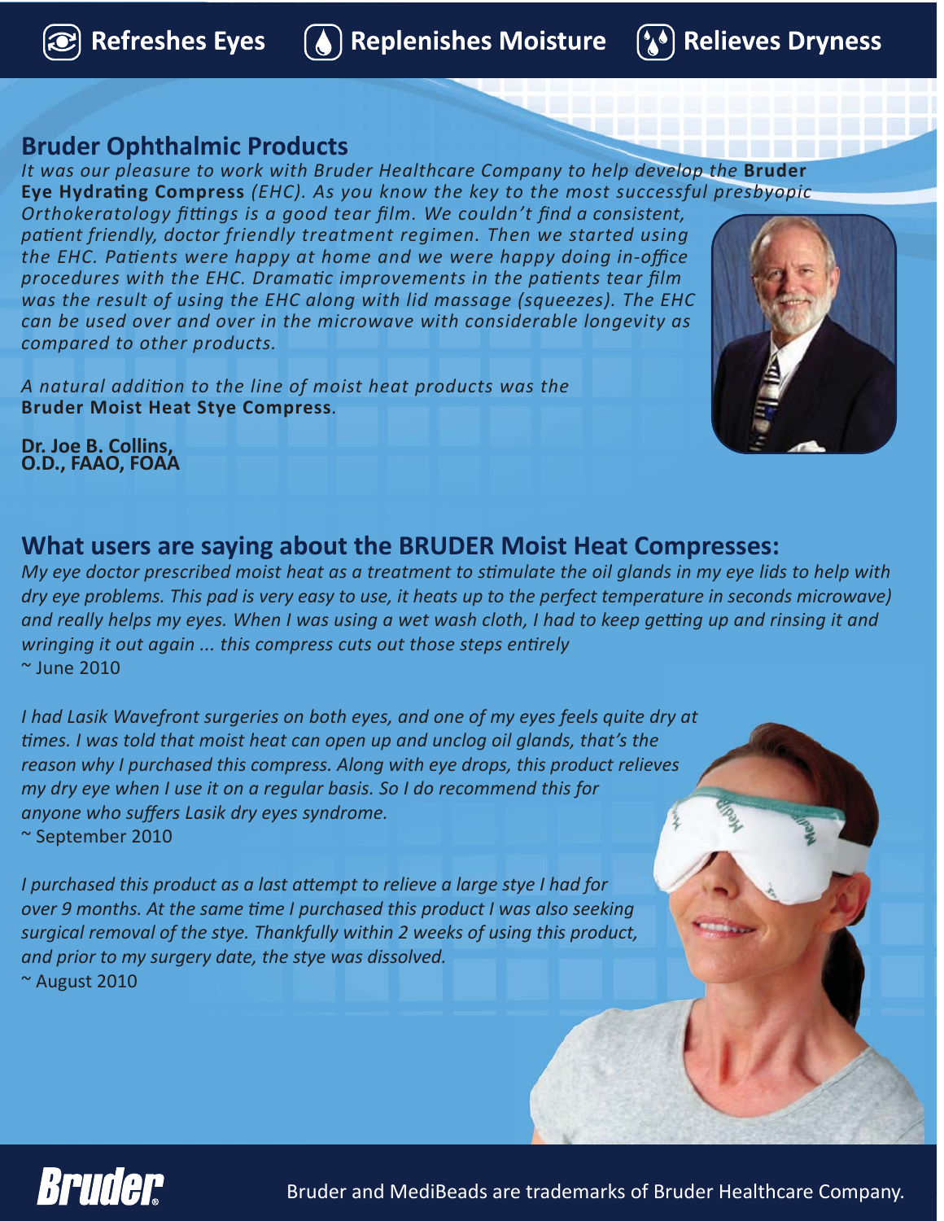Refreshes Eyes | Replenishes Moisture | Relieves Dryness

## Bruder Ophthalmic Products

*It was our pleasure to work with Bruder Healthcare Company to help develop the* **Bruder Eye Hydrating Compress** *(EHC). As you know the key to the most successful presbyopic Orthokeratology fittings is a good tear film. We couldn't find a consistent, patient friendly, doctor friendly treatment regimen. Then we started using the EHC. Patients were happy at home and we were happy doing in-office procedures with the EHC. Dramatic improvements in the patients tear film was the result of using the EHC along with lid massage (squeezes). The EHC can be used over and over in the microwave with considerable longevity as compared to other products.*

*A natural addition to the line of moist heat products was the* **Bruder Moist Heat Stye Compress***.*

**Dr. Joe B. Collins,**
**O.D., FAAO, FOAA**

## What users are saying about the BRUDER Moist Heat Compresses:

*My eye doctor prescribed moist heat as a treatment to stimulate the oil glands in my eye lids to help with dry eye problems. This pad is very easy to use, it heats up to the perfect temperature in seconds microwave) and really helps my eyes. When I was using a wet wash cloth, I had to keep getting up and rinsing it and wringing it out again ... this compress cuts out those steps entirely*
~ June 2010

*I had Lasik Wavefront surgeries on both eyes, and one of my eyes feels quite dry at times. I was told that moist heat can open up and unclog oil glands, that's the reason why I purchased this compress. Along with eye drops, this product relieves my dry eye when I use it on a regular basis. So I do recommend this for anyone who suffers Lasik dry eyes syndrome.*
~ September 2010

*I purchased this product as a last attempt to relieve a large stye I had for over 9 months. At the same time I purchased this product I was also seeking surgical removal of the stye. Thankfully within 2 weeks of using this product, and prior to my surgery date, the stye was dissolved.*
~ August 2010

Bruder

Bruder and MediBeads are trademarks of Bruder Healthcare Company.